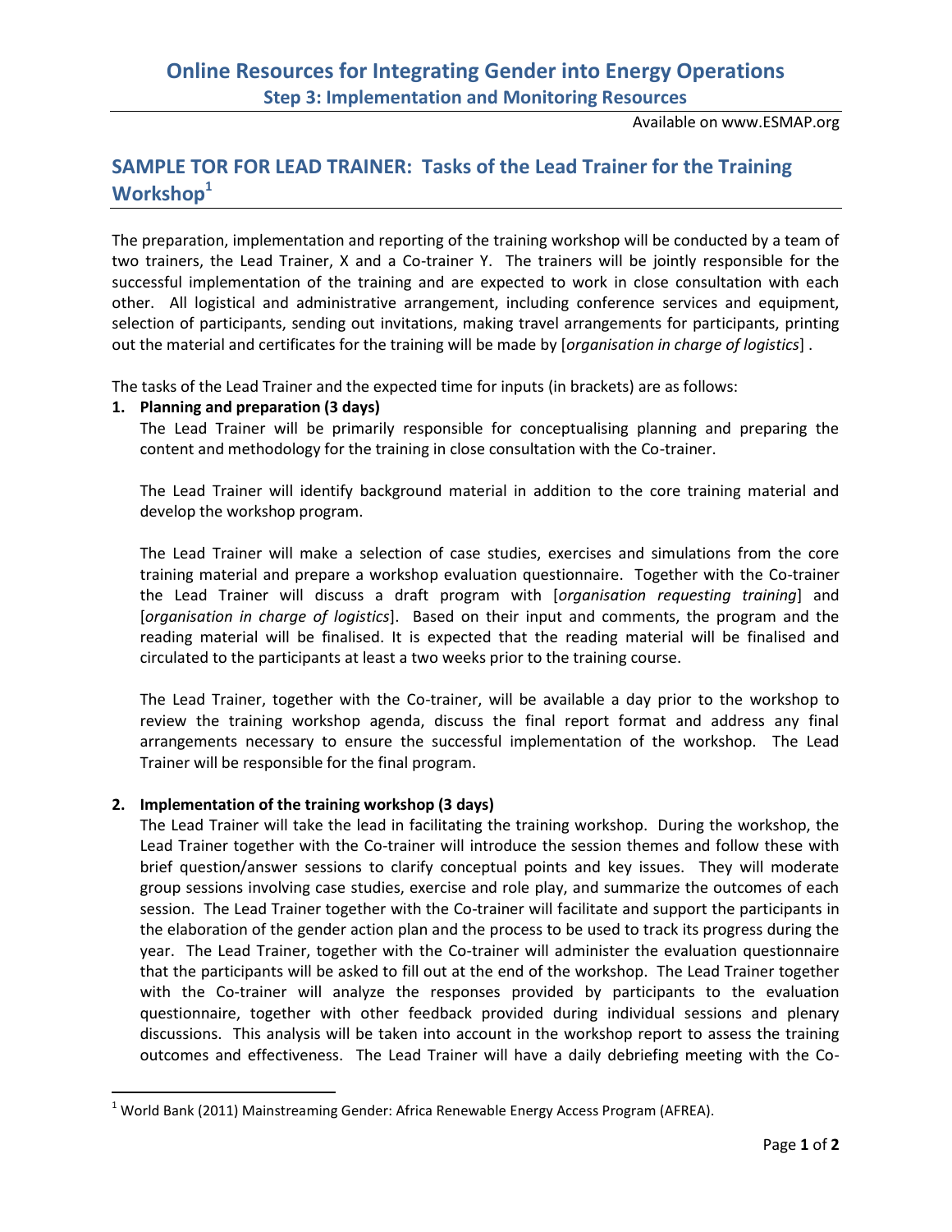# Online Resources for Integrating Gender into Energy Operations

## Step 3: Implementation and Monitoring Resources

Available on www.ESMAP.org

## SAMPLE TOR FOR LEAD TRAINER: Tasks of the Lead Trainer for the Training Workshop[1]

The preparation, implementation and reporting of the training workshop will be conducted by a team of two trainers, the Lead Trainer, X and a Co-trainer Y. The trainers will be jointly responsible for the successful implementation of the training and are expected to work in close consultation with each other. All logistical and administrative arrangement, including conference services and equipment, selection of participants, sending out invitations, making travel arrangements for participants, printing out the material and certificates for the training will be made by [*organisation in charge of logistics*] .

The tasks of the Lead Trainer and the expected time for inputs (in brackets) are as follows:

1. **Planning and preparation (3 days)**

   The Lead Trainer will be primarily responsible for conceptualising planning and preparing the content and methodology for the training in close consultation with the Co-trainer.

   The Lead Trainer will identify background material in addition to the core training material and develop the workshop program.

   The Lead Trainer will make a selection of case studies, exercises and simulations from the core training material and prepare a workshop evaluation questionnaire. Together with the Co-trainer the Lead Trainer will discuss a draft program with [*organisation requesting training*] and [*organisation in charge of logistics*]. Based on their input and comments, the program and the reading material will be finalised. It is expected that the reading material will be finalised and circulated to the participants at least a two weeks prior to the training course.

   The Lead Trainer, together with the Co-trainer, will be available a day prior to the workshop to review the training workshop agenda, discuss the final report format and address any final arrangements necessary to ensure the successful implementation of the workshop. The Lead Trainer will be responsible for the final program.

2. **Implementation of the training workshop (3 days)**

   The Lead Trainer will take the lead in facilitating the training workshop. During the workshop, the Lead Trainer together with the Co-trainer will introduce the session themes and follow these with brief question/answer sessions to clarify conceptual points and key issues. They will moderate group sessions involving case studies, exercise and role play, and summarize the outcomes of each session. The Lead Trainer together with the Co-trainer will facilitate and support the participants in the elaboration of the gender action plan and the process to be used to track its progress during the year. The Lead Trainer, together with the Co-trainer will administer the evaluation questionnaire that the participants will be asked to fill out at the end of the workshop. The Lead Trainer together with the Co-trainer will analyze the responses provided by participants to the evaluation questionnaire, together with other feedback provided during individual sessions and plenary discussions. This analysis will be taken into account in the workshop report to assess the training outcomes and effectiveness. The Lead Trainer will have a daily debriefing meeting with the Co-

[1] World Bank (2011) Mainstreaming Gender: Africa Renewable Energy Access Program (AFREA).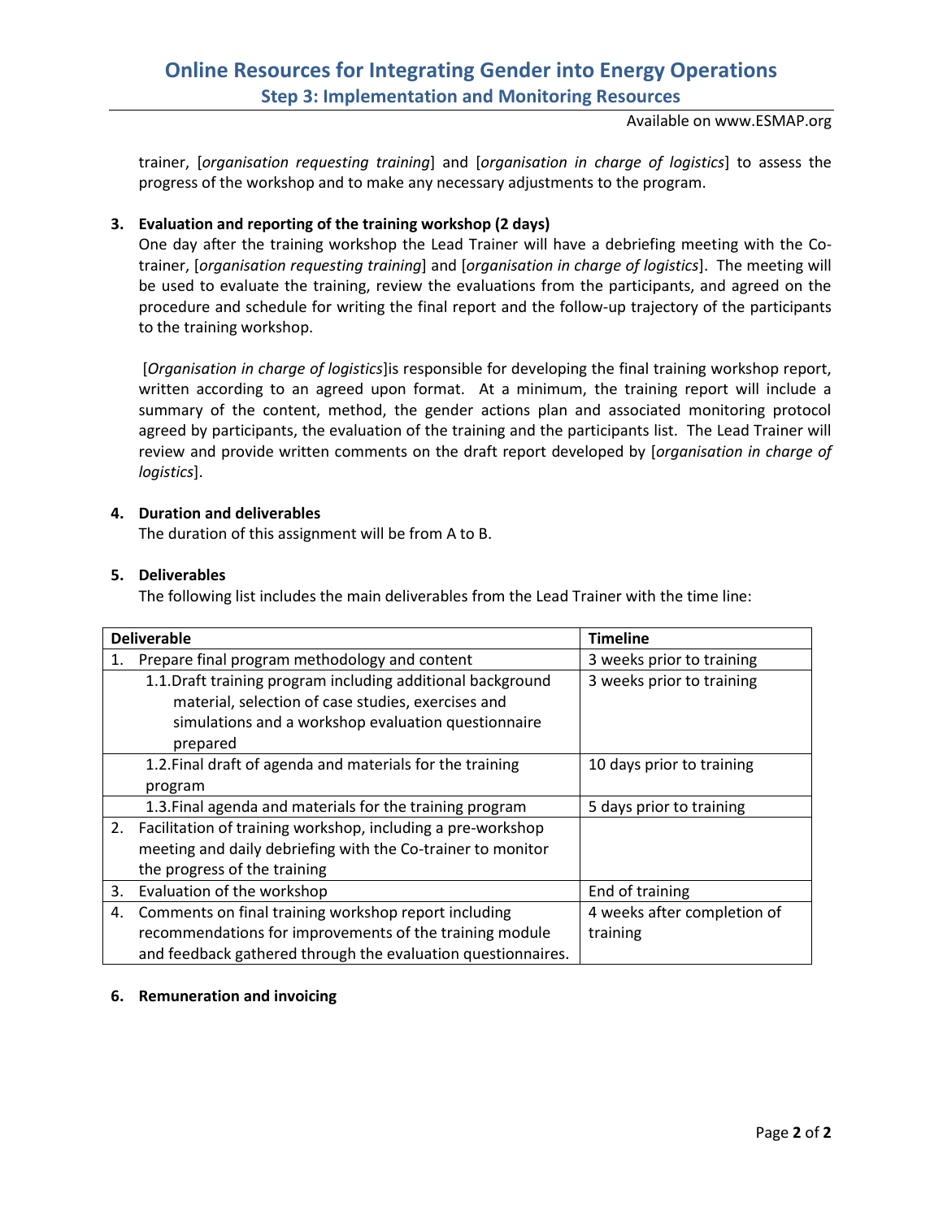trainer, [*organisation requesting training*] and [*organisation in charge of logistics*] to assess the progress of the workshop and to make any necessary adjustments to the program.

**3. Evaluation and reporting of the training workshop (2 days)**

One day after the training workshop the Lead Trainer will have a debriefing meeting with the Co-trainer, [*organisation requesting training*] and [*organisation in charge of logistics*]. The meeting will be used to evaluate the training, review the evaluations from the participants, and agreed on the procedure and schedule for writing the final report and the follow-up trajectory of the participants to the training workshop.

[*Organisation in charge of logistics*]is responsible for developing the final training workshop report, written according to an agreed upon format. At a minimum, the training report will include a summary of the content, method, the gender actions plan and associated monitoring protocol agreed by participants, the evaluation of the training and the participants list. The Lead Trainer will review and provide written comments on the draft report developed by [*organisation in charge of logistics*].

**4. Duration and deliverables**

The duration of this assignment will be from A to B.

**5. Deliverables**

The following list includes the main deliverables from the Lead Trainer with the time line:

| Deliverable | Timeline |
|---|---|
| 1. Prepare final program methodology and content | 3 weeks prior to training |
| 1.1. Draft training program including additional background material, selection of case studies, exercises and simulations and a workshop evaluation questionnaire prepared | 3 weeks prior to training |
| 1.2. Final draft of agenda and materials for the training program | 10 days prior to training |
| 1.3. Final agenda and materials for the training program | 5 days prior to training |
| 2. Facilitation of training workshop, including a pre-workshop meeting and daily debriefing with the Co-trainer to monitor the progress of the training | |
| 3. Evaluation of the workshop | End of training |
| 4. Comments on final training workshop report including recommendations for improvements of the training module and feedback gathered through the evaluation questionnaires. | 4 weeks after completion of training |

**6. Remuneration and invoicing**